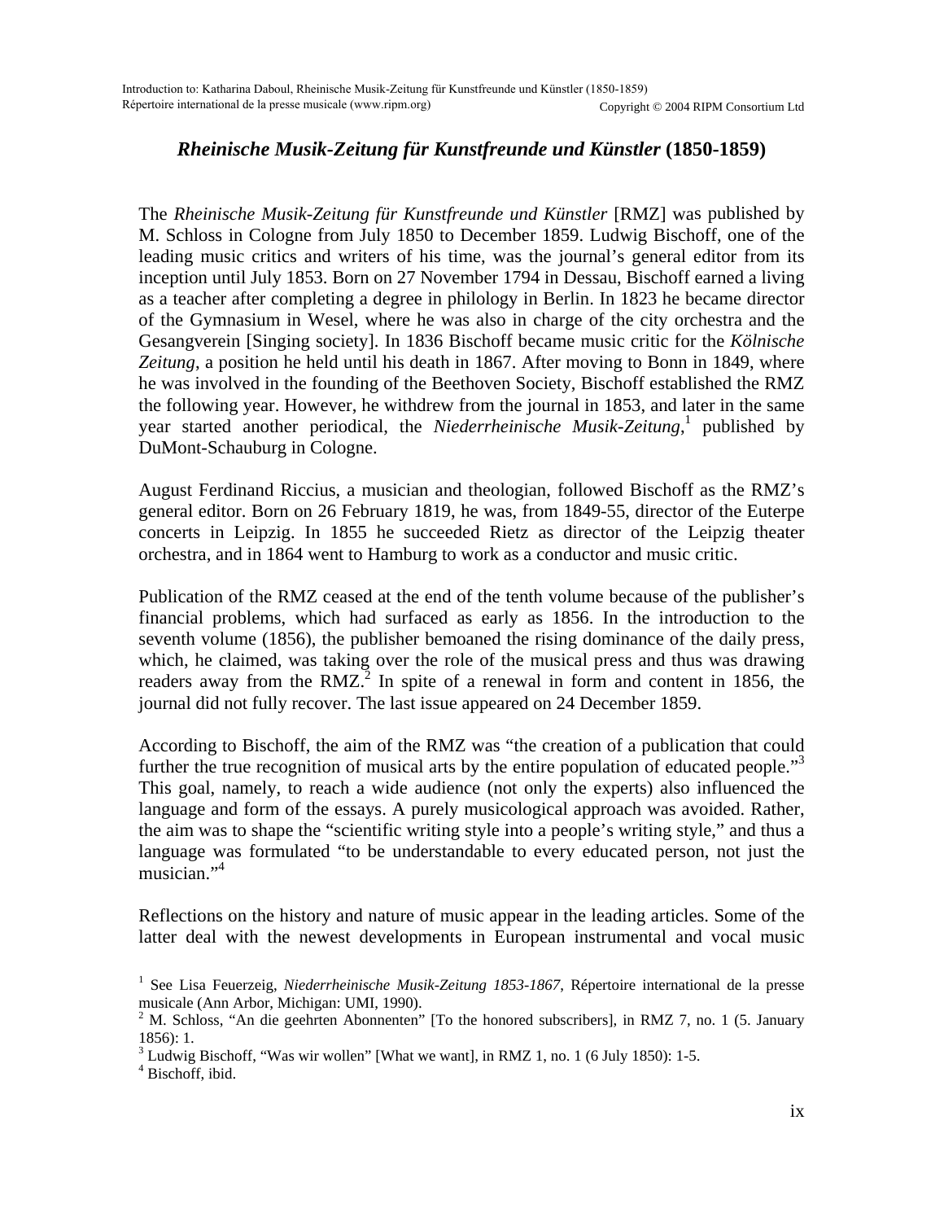# *Rheinische Musik-Zeitung für Kunstfreunde und Künstler* (1850-1859)

The *Rheinische Musik-Zeitung für Kunstfreunde und Künstler* [RMZ] was published by M. Schloss in Cologne from July 1850 to December 1859. Ludwig Bischoff, one of the leading music critics and writers of his time, was the journal's general editor from its inception until July 1853. Born on 27 November 1794 in Dessau, Bischoff earned a living as a teacher after completing a degree in philology in Berlin. In 1823 he became director of the Gymnasium in Wesel, where he was also in charge of the city orchestra and the Gesangverein [Singing society]. In 1836 Bischoff became music critic for the *Kölnische Zeitung*, a position he held until his death in 1867. After moving to Bonn in 1849, where he was involved in the founding of the Beethoven Society, Bischoff established the RMZ the following year. However, he withdrew from the journal in 1853, and later in the same year started another periodical, the *Niederrheinische Musik-Zeitung*,[1] published by DuMont-Schauburg in Cologne.

August Ferdinand Riccius, a musician and theologian, followed Bischoff as the RMZ's general editor. Born on 26 February 1819, he was, from 1849-55, director of the Euterpe concerts in Leipzig. In 1855 he succeeded Rietz as director of the Leipzig theater orchestra, and in 1864 went to Hamburg to work as a conductor and music critic.

Publication of the RMZ ceased at the end of the tenth volume because of the publisher's financial problems, which had surfaced as early as 1856. In the introduction to the seventh volume (1856), the publisher bemoaned the rising dominance of the daily press, which, he claimed, was taking over the role of the musical press and thus was drawing readers away from the RMZ.[2] In spite of a renewal in form and content in 1856, the journal did not fully recover. The last issue appeared on 24 December 1859.

According to Bischoff, the aim of the RMZ was "the creation of a publication that could further the true recognition of musical arts by the entire population of educated people."[3] This goal, namely, to reach a wide audience (not only the experts) also influenced the language and form of the essays. A purely musicological approach was avoided. Rather, the aim was to shape the "scientific writing style into a people's writing style," and thus a language was formulated "to be understandable to every educated person, not just the musician."[4]

Reflections on the history and nature of music appear in the leading articles. Some of the latter deal with the newest developments in European instrumental and vocal music

[1] See Lisa Feuerzeig, *Niederrheinische Musik-Zeitung 1853-1867*, Répertoire international de la presse musicale (Ann Arbor, Michigan: UMI, 1990).

[2] M. Schloss, "An die geehrten Abonnenten" [To the honored subscribers], in RMZ 7, no. 1 (5. January 1856): 1.

[3] Ludwig Bischoff, "Was wir wollen" [What we want], in RMZ 1, no. 1 (6 July 1850): 1-5.

[4] Bischoff, ibid.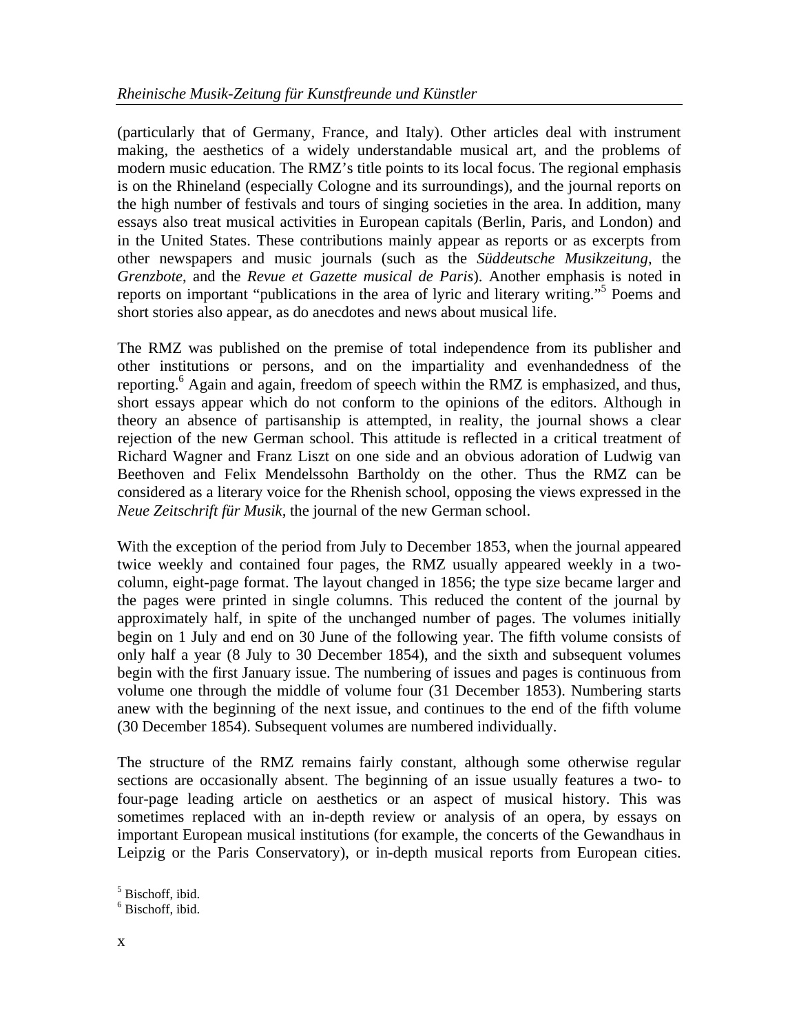(particularly that of Germany, France, and Italy). Other articles deal with instrument making, the aesthetics of a widely understandable musical art, and the problems of modern music education. The RMZ's title points to its local focus. The regional emphasis is on the Rhineland (especially Cologne and its surroundings), and the journal reports on the high number of festivals and tours of singing societies in the area. In addition, many essays also treat musical activities in European capitals (Berlin, Paris, and London) and in the United States. These contributions mainly appear as reports or as excerpts from other newspapers and music journals (such as the *Süddeutsche Musikzeitung*, the *Grenzbote*, and the *Revue et Gazette musical de Paris*). Another emphasis is noted in reports on important "publications in the area of lyric and literary writing."[5] Poems and short stories also appear, as do anecdotes and news about musical life.

The RMZ was published on the premise of total independence from its publisher and other institutions or persons, and on the impartiality and evenhandedness of the reporting.[6] Again and again, freedom of speech within the RMZ is emphasized, and thus, short essays appear which do not conform to the opinions of the editors. Although in theory an absence of partisanship is attempted, in reality, the journal shows a clear rejection of the new German school. This attitude is reflected in a critical treatment of Richard Wagner and Franz Liszt on one side and an obvious adoration of Ludwig van Beethoven and Felix Mendelssohn Bartholdy on the other. Thus the RMZ can be considered as a literary voice for the Rhenish school, opposing the views expressed in the *Neue Zeitschrift für Musik,* the journal of the new German school.

With the exception of the period from July to December 1853, when the journal appeared twice weekly and contained four pages, the RMZ usually appeared weekly in a two-column, eight-page format. The layout changed in 1856; the type size became larger and the pages were printed in single columns. This reduced the content of the journal by approximately half, in spite of the unchanged number of pages. The volumes initially begin on 1 July and end on 30 June of the following year. The fifth volume consists of only half a year (8 July to 30 December 1854), and the sixth and subsequent volumes begin with the first January issue. The numbering of issues and pages is continuous from volume one through the middle of volume four (31 December 1853). Numbering starts anew with the beginning of the next issue, and continues to the end of the fifth volume (30 December 1854). Subsequent volumes are numbered individually.

The structure of the RMZ remains fairly constant, although some otherwise regular sections are occasionally absent. The beginning of an issue usually features a two- to four-page leading article on aesthetics or an aspect of musical history. This was sometimes replaced with an in-depth review or analysis of an opera, by essays on important European musical institutions (for example, the concerts of the Gewandhaus in Leipzig or the Paris Conservatory), or in-depth musical reports from European cities.

[5] Bischoff, ibid.

[6] Bischoff, ibid.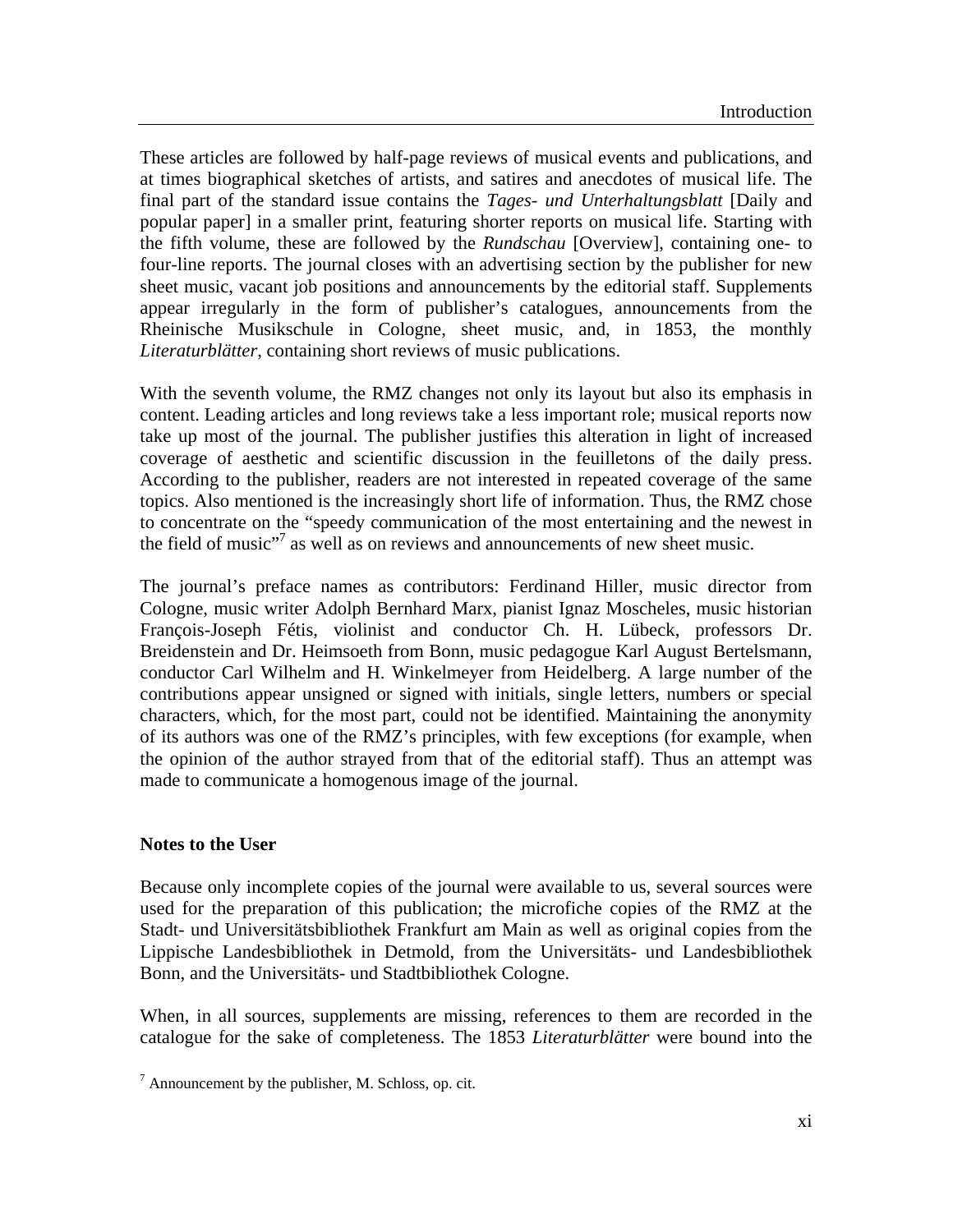These articles are followed by half-page reviews of musical events and publications, and at times biographical sketches of artists, and satires and anecdotes of musical life. The final part of the standard issue contains the *Tages- und Unterhaltungsblatt* [Daily and popular paper] in a smaller print, featuring shorter reports on musical life. Starting with the fifth volume, these are followed by the *Rundschau* [Overview], containing one- to four-line reports. The journal closes with an advertising section by the publisher for new sheet music, vacant job positions and announcements by the editorial staff. Supplements appear irregularly in the form of publisher's catalogues, announcements from the Rheinische Musikschule in Cologne, sheet music, and, in 1853, the monthly *Literaturblätter*, containing short reviews of music publications.

With the seventh volume, the RMZ changes not only its layout but also its emphasis in content. Leading articles and long reviews take a less important role; musical reports now take up most of the journal. The publisher justifies this alteration in light of increased coverage of aesthetic and scientific discussion in the feuilletons of the daily press. According to the publisher, readers are not interested in repeated coverage of the same topics. Also mentioned is the increasingly short life of information. Thus, the RMZ chose to concentrate on the "speedy communication of the most entertaining and the newest in the field of music"[7] as well as on reviews and announcements of new sheet music.

The journal's preface names as contributors: Ferdinand Hiller, music director from Cologne, music writer Adolph Bernhard Marx, pianist Ignaz Moscheles, music historian François-Joseph Fétis, violinist and conductor Ch. H. Lübeck, professors Dr. Breidenstein and Dr. Heimsoeth from Bonn, music pedagogue Karl August Bertelsmann, conductor Carl Wilhelm and H. Winkelmeyer from Heidelberg. A large number of the contributions appear unsigned or signed with initials, single letters, numbers or special characters, which, for the most part, could not be identified. Maintaining the anonymity of its authors was one of the RMZ's principles, with few exceptions (for example, when the opinion of the author strayed from that of the editorial staff). Thus an attempt was made to communicate a homogenous image of the journal.

### Notes to the User

Because only incomplete copies of the journal were available to us, several sources were used for the preparation of this publication; the microfiche copies of the RMZ at the Stadt- und Universitätsbibliothek Frankfurt am Main as well as original copies from the Lippische Landesbibliothek in Detmold, from the Universitäts- und Landesbibliothek Bonn, and the Universitäts- und Stadtbibliothek Cologne.

When, in all sources, supplements are missing, references to them are recorded in the catalogue for the sake of completeness. The 1853 *Literaturblätter* were bound into the

[7] Announcement by the publisher, M. Schloss, op. cit.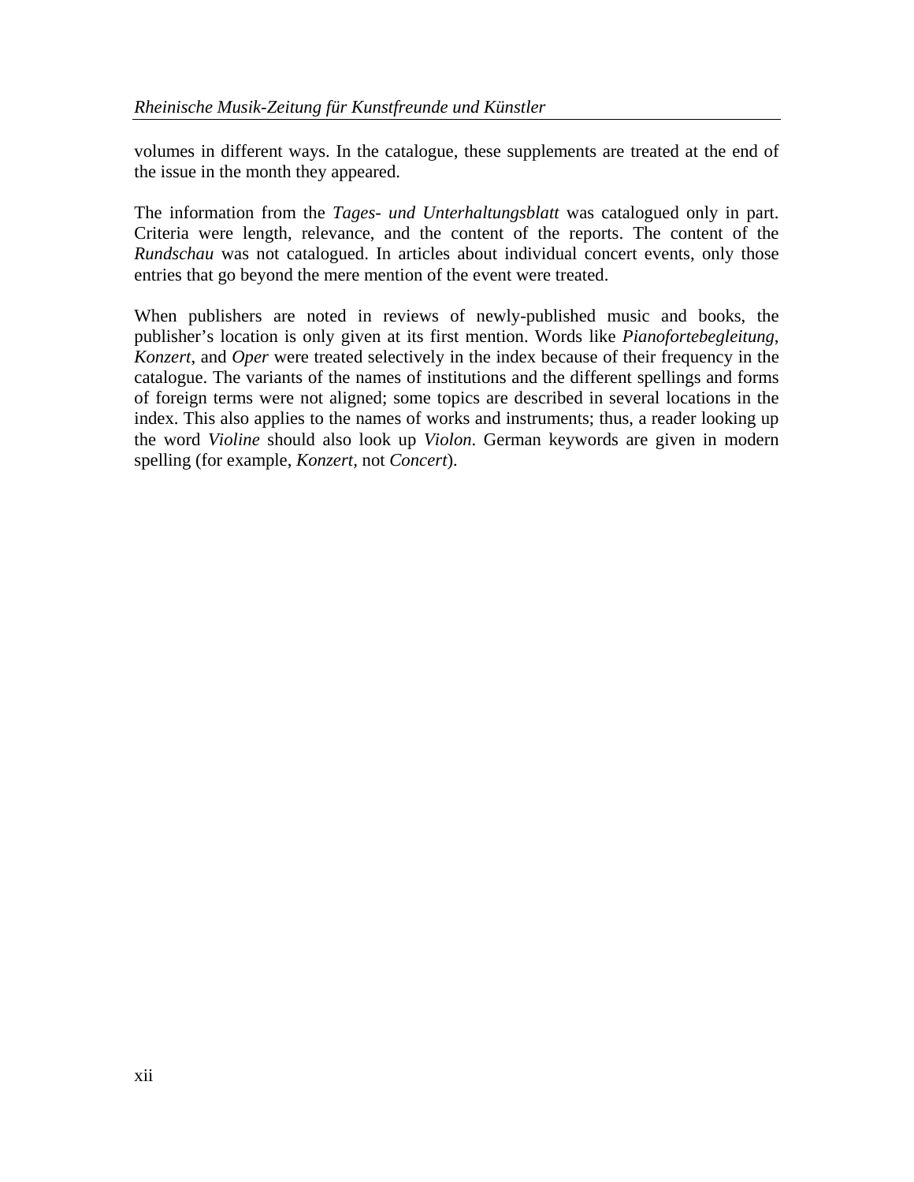volumes in different ways. In the catalogue, these supplements are treated at the end of the issue in the month they appeared.

The information from the *Tages- und Unterhaltungsblatt* was catalogued only in part. Criteria were length, relevance, and the content of the reports. The content of the *Rundschau* was not catalogued. In articles about individual concert events, only those entries that go beyond the mere mention of the event were treated.

When publishers are noted in reviews of newly-published music and books, the publisher's location is only given at its first mention. Words like *Pianofortebegleitung*, *Konzert*, and *Oper* were treated selectively in the index because of their frequency in the catalogue. The variants of the names of institutions and the different spellings and forms of foreign terms were not aligned; some topics are described in several locations in the index. This also applies to the names of works and instruments; thus, a reader looking up the word *Violine* should also look up *Violon*. German keywords are given in modern spelling (for example, *Konzert*, not *Concert*).